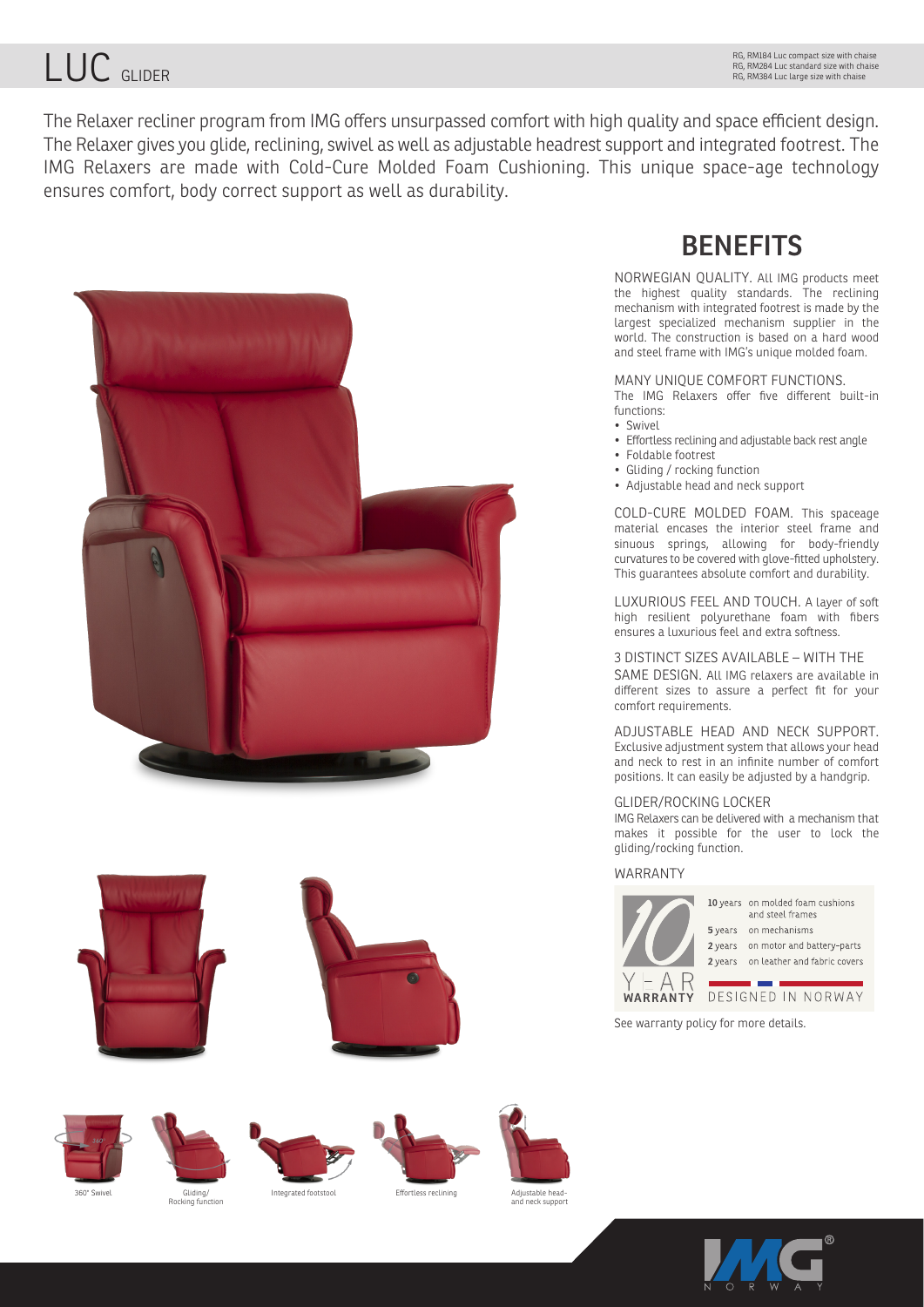# LUC GLIDER

RG, RM184 Luc compact size with chaise
RG, RM284 Luc standard size with chaise
RG, RM384 Luc large size with chaise

The Relaxer recliner program from IMG offers unsurpassed comfort with high quality and space efficient design. The Relaxer gives you glide, reclining, swivel as well as adjustable headrest support and integrated footrest. The IMG Relaxers are made with Cold-Cure Molded Foam Cushioning. This unique space-age technology ensures comfort, body correct support as well as durability.

## BENEFITS

NORWEGIAN QUALITY. All IMG products meet the highest quality standards. The reclining mechanism with integrated footrest is made by the largest specialized mechanism supplier in the world. The construction is based on a hard wood and steel frame with IMG's unique molded foam.

MANY UNIQUE COMFORT FUNCTIONS.
The IMG Relaxers offer five different built-in functions:

- Swivel
- Effortless reclining and adjustable back rest angle
- Foldable footrest
- Gliding / rocking function
- Adjustable head and neck support

COLD-CURE MOLDED FOAM. This spaceage material encases the interior steel frame and sinuous springs, allowing for body-friendly curvatures to be covered with glove-fitted upholstery. This guarantees absolute comfort and durability.

LUXURIOUS FEEL AND TOUCH. A layer of soft high resilient polyurethane foam with fibers ensures a luxurious feel and extra softness.

3 DISTINCT SIZES AVAILABLE – WITH THE SAME DESIGN. All IMG relaxers are available in different sizes to assure a perfect fit for your comfort requirements.

ADJUSTABLE HEAD AND NECK SUPPORT. Exclusive adjustment system that allows your head and neck to rest in an infinite number of comfort positions. It can easily be adjusted by a handgrip.

GLIDER/ROCKING LOCKER
IMG Relaxers can be delivered with a mechanism that makes it possible for the user to lock the gliding/rocking function.

WARRANTY

10 YEAR WARRANTY

| | |
|---|---|
| **10** years | on molded foam cushions and steel frames |
| **5** years | on mechanisms |
| **2** years | on motor and battery-parts |
| **2** years | on leather and fabric covers |

DESIGNED IN NORWAY

See warranty policy for more details.

360° Swivel | Gliding/ Rocking function | Integrated footstool | Effortless reclining | Adjustable head- and neck support

IMG NORWAY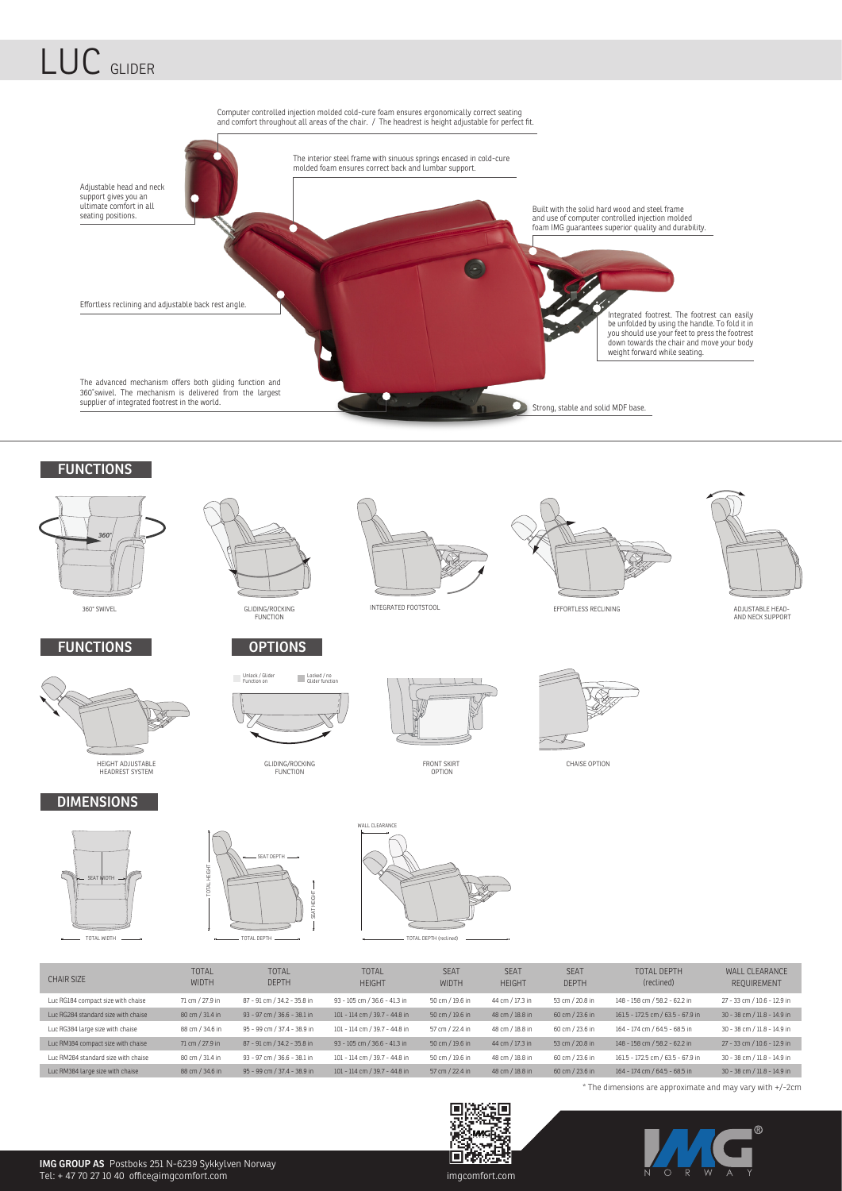# LUC GLIDER

Computer controlled injection molded cold-cure foam ensures ergonomically correct seating and comfort throughout all areas of the chair. / The headrest is height adjustable for perfect fit.

Adjustable head and neck support gives you an ultimate comfort in all seating positions.

The interior steel frame with sinuous springs encased in cold-cure molded foam ensures correct back and lumbar support.

Built with the solid hard wood and steel frame and use of computer controlled injection molded foam IMG guarantees superior quality and durability.

Effortless reclining and adjustable back rest angle.

Integrated footrest. The footrest can easily be unfolded by using the handle. To fold it in you should use your feet to press the footrest down towards the chair and move your body weight forward while seating.

The advanced mechanism offers both gliding function and 360°swivel. The mechanism is delivered from the largest supplier of integrated footrest in the world.

Strong, stable and solid MDF base.

## FUNCTIONS

360°

360° SWIVEL

GLIDING/ROCKING FUNCTION

INTEGRATED FOOTSTOOL

EFFORTLESS RECLINING

ADJUSTABLE HEAD- AND NECK SUPPORT

## FUNCTIONS

HEIGHT ADJUSTABLE HEADREST SYSTEM

## OPTIONS

Unlock / Glider Function on

Locked / no Glider function

GLIDING/ROCKING FUNCTION

FRONT SKIRT OPTION

CHAISE OPTION

## DIMENSIONS

SEAT WIDTH

TOTAL WIDTH

TOTAL HEIGHT

SEAT DEPTH

SEAT HEIGHT

TOTAL DEPTH

WALL CLEARANCE

TOTAL DEPTH (reclined)

| CHAIR SIZE | TOTAL WIDTH | TOTAL DEPTH | TOTAL HEIGHT | SEAT WIDTH | SEAT HEIGHT | SEAT DEPTH | TOTAL DEPTH (reclined) | WALL CLEARANCE REQUIREMENT |
|---|---|---|---|---|---|---|---|---|
| Luc RG184 compact size with chaise | 71 cm / 27.9 in | 87 - 91 cm / 34.2 - 35.8 in | 93 - 105 cm / 36.6 - 41.3 in | 50 cm / 19.6 in | 44 cm / 17.3 in | 53 cm / 20.8 in | 148 - 158 cm / 58.2 - 62.2 in | 27 - 33 cm / 10.6 - 12.9 in |
| Luc RG284 standard size with chaise | 80 cm / 31.4 in | 93 - 97 cm / 36.6 - 38.1 in | 101 - 114 cm / 39.7 - 44.8 in | 50 cm / 19.6 in | 48 cm / 18.8 in | 60 cm / 23.6 in | 161.5 - 172.5 cm / 63.5 - 67.9 in | 30 - 38 cm / 11.8 - 14.9 in |
| Luc RG384 large size with chaise | 88 cm / 34.6 in | 95 - 99 cm / 37.4 - 38.9 in | 101 - 114 cm / 39.7 - 44.8 in | 57 cm / 22.4 in | 48 cm / 18.8 in | 60 cm / 23.6 in | 164 - 174 cm / 64.5 - 68.5 in | 30 - 38 cm / 11.8 - 14.9 in |
| Luc RM184 compact size with chaise | 71 cm / 27.9 in | 87 - 91 cm / 34.2 - 35.8 in | 93 - 105 cm / 36.6 - 41.3 in | 50 cm / 19.6 in | 44 cm / 17.3 in | 53 cm / 20.8 in | 148 - 158 cm / 58.2 - 62.2 in | 27 - 33 cm / 10.6 - 12.9 in |
| Luc RM284 standard size with chaise | 80 cm / 31.4 in | 93 - 97 cm / 36.6 - 38.1 in | 101 - 114 cm / 39.7 - 44.8 in | 50 cm / 19.6 in | 48 cm / 18.8 in | 60 cm / 23.6 in | 161.5 - 172.5 cm / 63.5 - 67.9 in | 30 - 38 cm / 11.8 - 14.9 in |
| Luc RM384 large size with chaise | 88 cm / 34.6 in | 95 - 99 cm / 37.4 - 38.9 in | 101 - 114 cm / 39.7 - 44.8 in | 57 cm / 22.4 in | 48 cm / 18.8 in | 60 cm / 23.6 in | 164 - 174 cm / 64.5 - 68.5 in | 30 - 38 cm / 11.8 - 14.9 in |

* The dimensions are approximate and may vary with +/-2cm

**IMG GROUP AS** Postboks 251 N-6239 Sykkylven Norway
Tel: + 47 70 27 10 40 office@imgcomfort.com

imgcomfort.com

IMG NORWAY